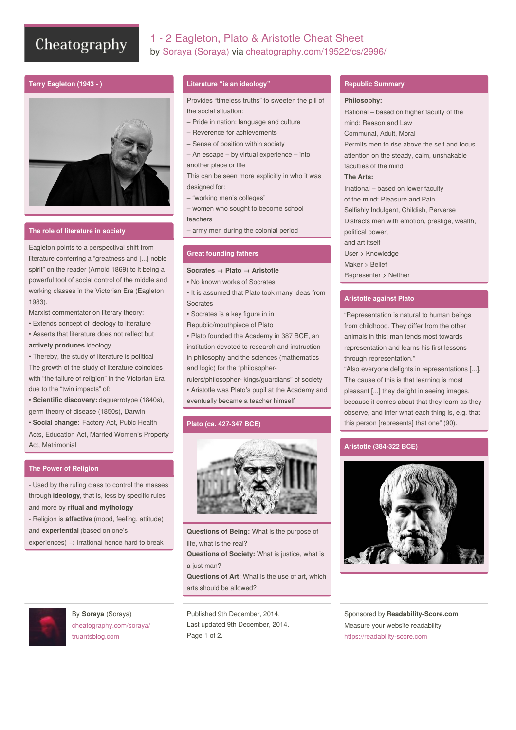# 1 - 2 Eagleton, Plato & Aristotle Cheat Sheet

by Soraya (Soraya) via cheatography.com/19522/cs/2996/

## Terry Eagleton (1943 - )

## The role of literature in society

Eagleton points to a perspectival shift from literature conferring a "greatness and [...] noble spirit" on the reader (Arnold 1869) to it being a powerful tool of social control of the middle and working classes in the Victorian Era (Eagleton 1983).

Marxist commentator on literary theory:

- Extends concept of ideology to literature
- Asserts that literature does not reflect but **actively produces** ideology
- Thereby, the study of literature is political

The growth of the study of literature coincides with "the failure of religion" in the Victorian Era due to the "twin impacts" of:

- **Scientific discovery:** daguerrotype (1840s), germ theory of disease (1850s), Darwin
- **Social change:** Factory Act, Pubic Health Acts, Education Act, Married Women's Property Act, Matrimonial

## The Power of Religion

- Used by the ruling class to control the masses through **ideology**, that is, less by specific rules and more by **ritual and mythology**
- Religion is **affective** (mood, feeling, attitude) and **experiential** (based on one's experiences) → irrational hence hard to break

## Literature "is an ideology"

Provides "timeless truths" to sweeten the pill of the social situation:

– Pride in nation: language and culture
– Reverence for achievements
– Sense of position within society
– An escape – by virtual experience – into another place or life

This can be seen more explicitly in who it was designed for:

– "working men's colleges"
– women who sought to become school teachers
– army men during the colonial period

## Great founding fathers

**Socrates → Plato → Aristotle**

- No known works of Socrates
- It is assumed that Plato took many ideas from Socrates
- Socrates is a key figure in in Republic/mouthpiece of Plato
- Plato founded the Academy in 387 BCE, an institution devoted to research and instruction in philosophy and the sciences (mathematics and logic) for the "philosopher-rulers/philosopher- kings/guardians" of society
- Aristotle was Plato's pupil at the Academy and eventually became a teacher himself

## Plato (ca. 427-347 BCE)

**Questions of Being:** What is the purpose of life, what is the real?

**Questions of Society:** What is justice, what is a just man?

**Questions of Art:** What is the use of art, which arts should be allowed?

## Republic Summary

**Philosophy:**

Rational – based on higher faculty of the mind: Reason and Law

Communal, Adult, Moral

Permits men to rise above the self and focus attention on the steady, calm, unshakable faculties of the mind

**The Arts:**

Irrational – based on lower faculty of the mind: Pleasure and Pain

Selfishly Indulgent, Childish, Perverse

Distracts men with emotion, prestige, wealth, political power, and art itself

User > Knowledge

Maker > Belief

Representer > Neither

## Aristotle against Plato

"Representation is natural to human beings from childhood. They differ from the other animals in this: man tends most towards representation and learns his first lessons through representation."

"Also everyone delights in representations [...]. The cause of this is that learning is most pleasant [...] they delight in seeing images, because it comes about that they learn as they observe, and infer what each thing is, e.g. that this person [represents] that one" (90).

## Aristotle (384-322 BCE)

By **Soraya** (Soraya)
cheatography.com/soraya/
truantsblog.com

Published 9th December, 2014.
Last updated 9th December, 2014.

Sponsored by **Readability-Score.com**
Measure your website readability!
https://readability-score.com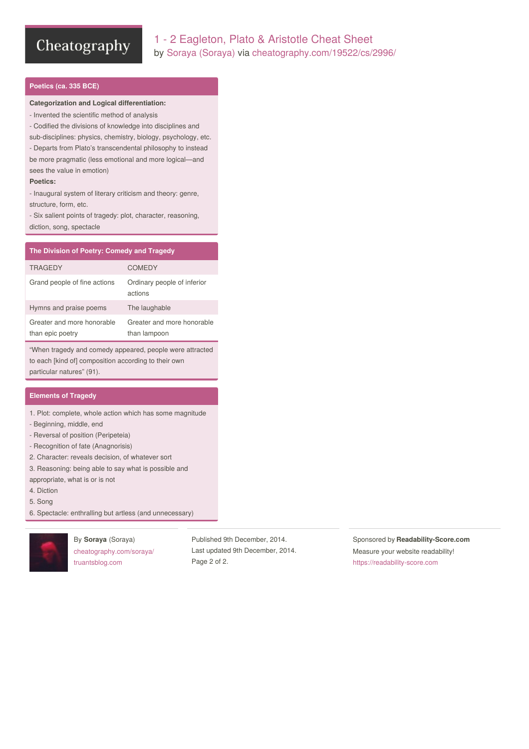## Poetics (ca. 335 BCE)

**Categorization and Logical differentiation:**

- Invented the scientific method of analysis
- Codified the divisions of knowledge into disciplines and sub-disciplines: physics, chemistry, biology, psychology, etc.
- Departs from Plato's transcendental philosophy to instead be more pragmatic (less emotional and more logical—and sees the value in emotion)

**Poetics:**

- Inaugural system of literary criticism and theory: genre, structure, form, etc.
- Six salient points of tragedy: plot, character, reasoning, diction, song, spectacle

## The Division of Poetry: Comedy and Tragedy

| TRAGEDY | COMEDY |
| --- | --- |
| Grand people of fine actions | Ordinary people of inferior actions |
| Hymns and praise poems | The laughable |
| Greater and more honorable than epic poetry | Greater and more honorable than lampoon |

"When tragedy and comedy appeared, people were attracted to each [kind of] composition according to their own particular natures" (91).

## Elements of Tragedy

1. Plot: complete, whole action which has some magnitude
   - Beginning, middle, end
   - Reversal of position (Peripeteia)
   - Recognition of fate (Anagnorisis)
2. Character: reveals decision, of whatever sort
3. Reasoning: being able to say what is possible and appropriate, what is or is not
4. Diction
5. Song
6. Spectacle: enthralling but artless (and unnecessary)